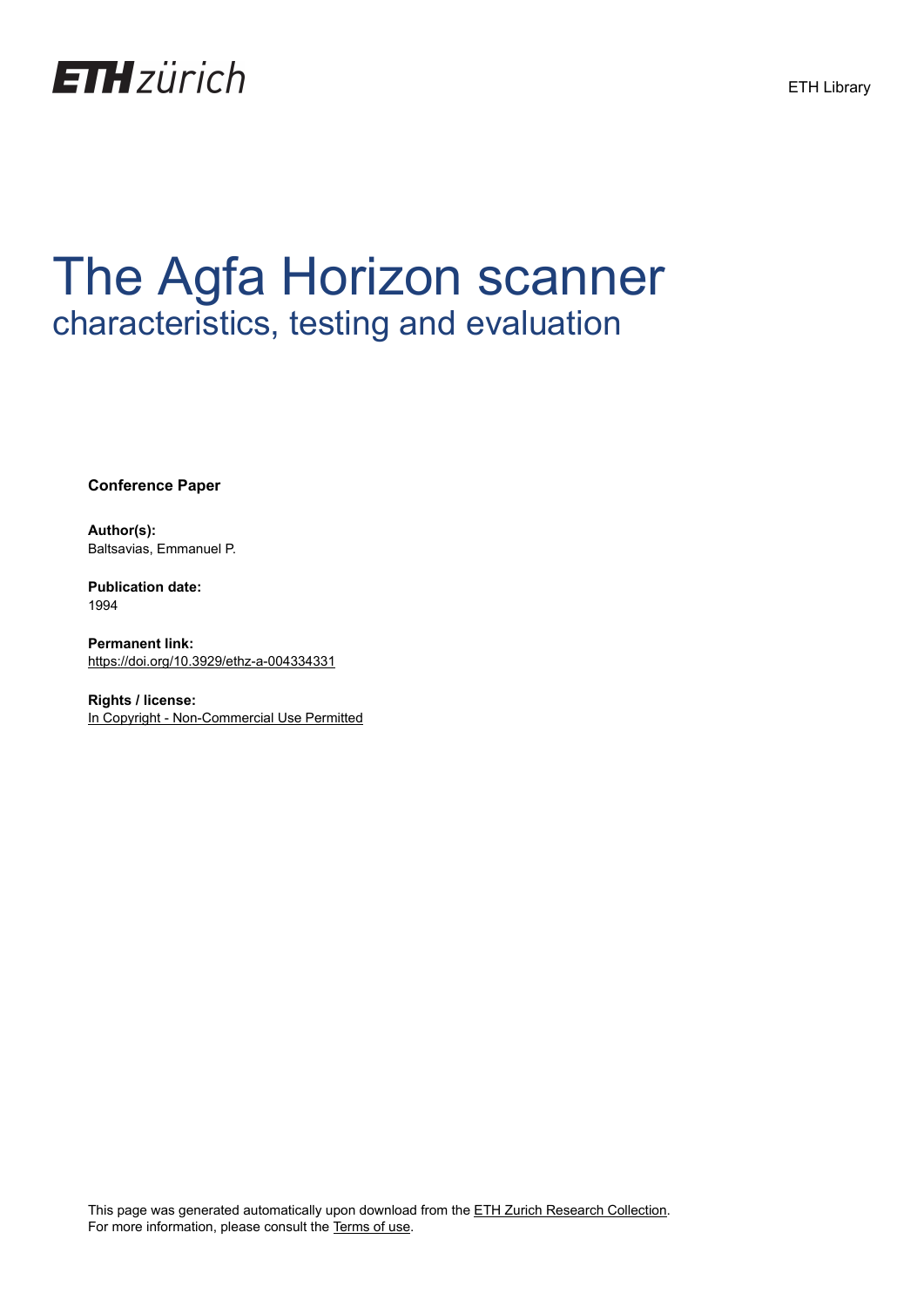# The Agfa Horizon scanner

## characteristics, testing and evaluation

**Conference Paper**

**Author(s):**
Baltsavias, Emmanuel P.

**Publication date:**
1994

**Permanent link:**
https://doi.org/10.3929/ethz-a-004334331

**Rights / license:**
In Copyright - Non-Commercial Use Permitted

This page was generated automatically upon download from the ETH Zurich Research Collection.
For more information, please consult the Terms of use.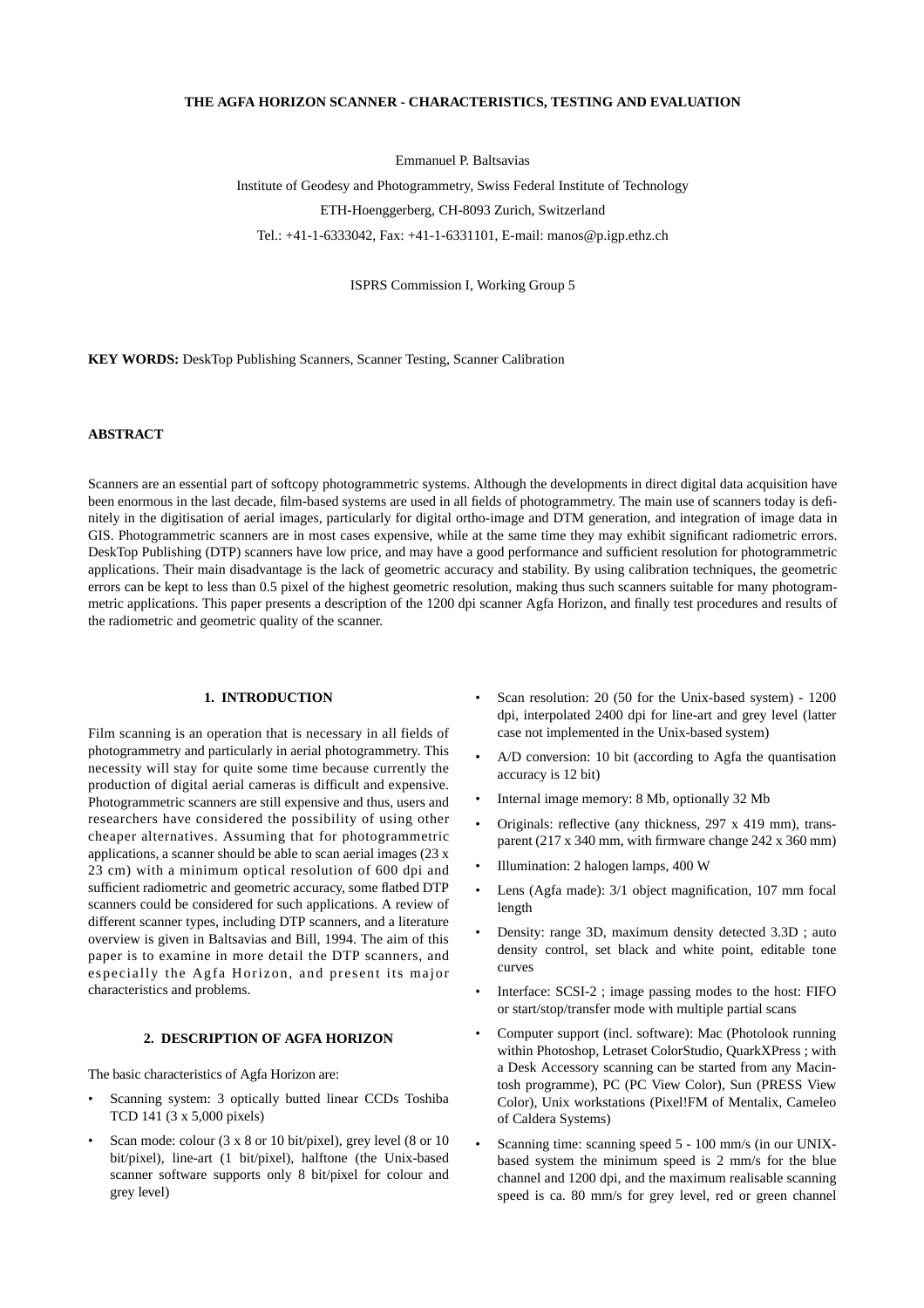**THE AGFA HORIZON SCANNER - CHARACTERISTICS, TESTING AND EVALUATION**

Emmanuel P. Baltsavias

Institute of Geodesy and Photogrammetry, Swiss Federal Institute of Technology

ETH-Hoenggerberg, CH-8093 Zurich, Switzerland

Tel.: +41-1-6333042, Fax: +41-1-6331101, E-mail: manos@p.igp.ethz.ch

ISPRS Commission I, Working Group 5

**KEY WORDS:** DeskTop Publishing Scanners, Scanner Testing, Scanner Calibration

## ABSTRACT

Scanners are an essential part of softcopy photogrammetric systems. Although the developments in direct digital data acquisition have been enormous in the last decade, film-based systems are used in all fields of photogrammetry. The main use of scanners today is definitely in the digitisation of aerial images, particularly for digital ortho-image and DTM generation, and integration of image data in GIS. Photogrammetric scanners are in most cases expensive, while at the same time they may exhibit significant radiometric errors. DeskTop Publishing (DTP) scanners have low price, and may have a good performance and sufficient resolution for photogrammetric applications. Their main disadvantage is the lack of geometric accuracy and stability. By using calibration techniques, the geometric errors can be kept to less than 0.5 pixel of the highest geometric resolution, making thus such scanners suitable for many photogrammetric applications. This paper presents a description of the 1200 dpi scanner Agfa Horizon, and finally test procedures and results of the radiometric and geometric quality of the scanner.

## 1. INTRODUCTION

Film scanning is an operation that is necessary in all fields of photogrammetry and particularly in aerial photogrammetry. This necessity will stay for quite some time because currently the production of digital aerial cameras is difficult and expensive. Photogrammetric scanners are still expensive and thus, users and researchers have considered the possibility of using other cheaper alternatives. Assuming that for photogrammetric applications, a scanner should be able to scan aerial images (23 x 23 cm) with a minimum optical resolution of 600 dpi and sufficient radiometric and geometric accuracy, some flatbed DTP scanners could be considered for such applications. A review of different scanner types, including DTP scanners, and a literature overview is given in Baltsavias and Bill, 1994. The aim of this paper is to examine in more detail the DTP scanners, and especially the Agfa Horizon, and present its major characteristics and problems.

## 2. DESCRIPTION OF AGFA HORIZON

The basic characteristics of Agfa Horizon are:

- Scanning system: 3 optically butted linear CCDs Toshiba TCD 141 (3 x 5,000 pixels)
- Scan mode: colour (3 x 8 or 10 bit/pixel), grey level (8 or 10 bit/pixel), line-art (1 bit/pixel), halftone (the Unix-based scanner software supports only 8 bit/pixel for colour and grey level)
- Scan resolution: 20 (50 for the Unix-based system) - 1200 dpi, interpolated 2400 dpi for line-art and grey level (latter case not implemented in the Unix-based system)
- A/D conversion: 10 bit (according to Agfa the quantisation accuracy is 12 bit)
- Internal image memory: 8 Mb, optionally 32 Mb
- Originals: reflective (any thickness, 297 x 419 mm), transparent (217 x 340 mm, with firmware change 242 x 360 mm)
- Illumination: 2 halogen lamps, 400 W
- Lens (Agfa made): 3/1 object magnification, 107 mm focal length
- Density: range 3D, maximum density detected 3.3D ; auto density control, set black and white point, editable tone curves
- Interface: SCSI-2 ; image passing modes to the host: FIFO or start/stop/transfer mode with multiple partial scans
- Computer support (incl. software): Mac (Photolook running within Photoshop, Letraset ColorStudio, QuarkXPress ; with a Desk Accessory scanning can be started from any Macintosh programme), PC (PC View Color), Sun (PRESS View Color), Unix workstations (Pixel!FM of Mentalix, Cameleo of Caldera Systems)
- Scanning time: scanning speed 5 - 100 mm/s (in our UNIX-based system the minimum speed is 2 mm/s for the blue channel and 1200 dpi, and the maximum realisable scanning speed is ca. 80 mm/s for grey level, red or green channel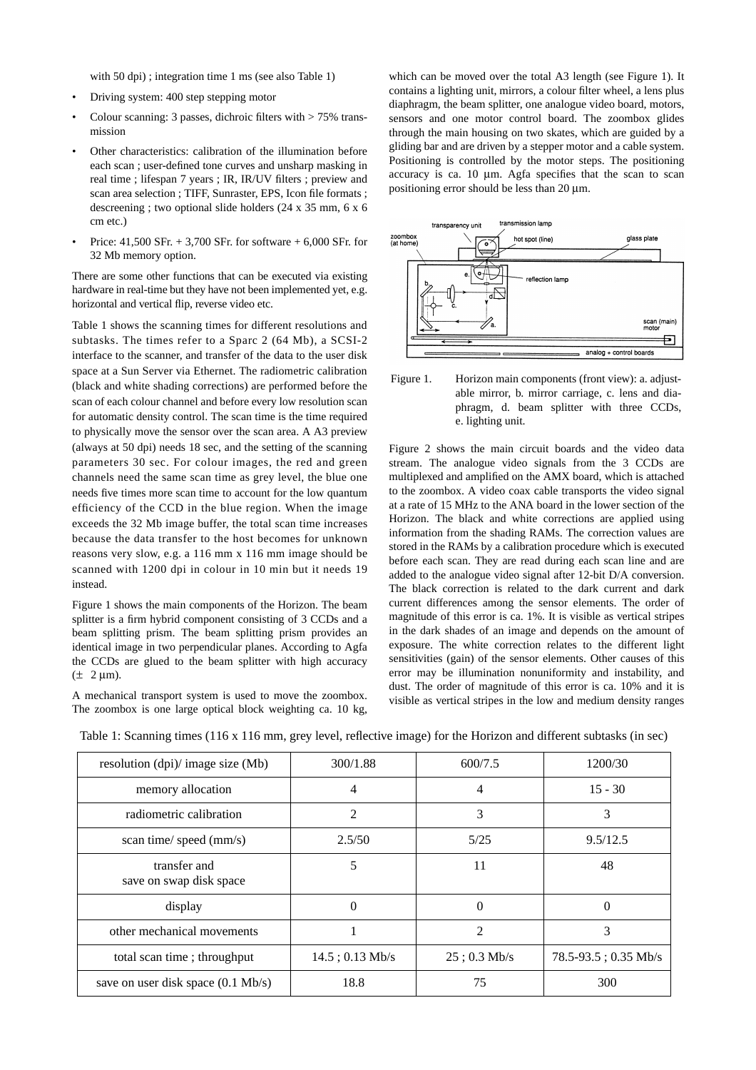with 50 dpi) ; integration time 1 ms (see also Table 1)

- Driving system: 400 step stepping motor
- Colour scanning: 3 passes, dichroic filters with > 75% transmission
- Other characteristics: calibration of the illumination before each scan ; user-defined tone curves and unsharp masking in real time ; lifespan 7 years ; IR, IR/UV filters ; preview and scan area selection ; TIFF, Sunraster, EPS, Icon file formats ; descreening ; two optional slide holders (24 x 35 mm, 6 x 6 cm etc.)
- Price: 41,500 SFr. + 3,700 SFr. for software + 6,000 SFr. for 32 Mb memory option.

There are some other functions that can be executed via existing hardware in real-time but they have not been implemented yet, e.g. horizontal and vertical flip, reverse video etc.

Table 1 shows the scanning times for different resolutions and subtasks. The times refer to a Sparc 2 (64 Mb), a SCSI-2 interface to the scanner, and transfer of the data to the user disk space at a Sun Server via Ethernet. The radiometric calibration (black and white shading corrections) are performed before the scan of each colour channel and before every low resolution scan for automatic density control. The scan time is the time required to physically move the sensor over the scan area. A A3 preview (always at 50 dpi) needs 18 sec, and the setting of the scanning parameters 30 sec. For colour images, the red and green channels need the same scan time as grey level, the blue one needs five times more scan time to account for the low quantum efficiency of the CCD in the blue region. When the image exceeds the 32 Mb image buffer, the total scan time increases because the data transfer to the host becomes for unknown reasons very slow, e.g. a 116 mm x 116 mm image should be scanned with 1200 dpi in colour in 10 min but it needs 19 instead.

Figure 1 shows the main components of the Horizon. The beam splitter is a firm hybrid component consisting of 3 CCDs and a beam splitting prism. The beam splitting prism provides an identical image in two perpendicular planes. According to Agfa the CCDs are glued to the beam splitter with high accuracy (± 2 µm).

A mechanical transport system is used to move the zoombox. The zoombox is one large optical block weighting ca. 10 kg, which can be moved over the total A3 length (see Figure 1). It contains a lighting unit, mirrors, a colour filter wheel, a lens plus diaphragm, the beam splitter, one analogue video board, motors, sensors and one motor control board. The zoombox glides through the main housing on two skates, which are guided by a gliding bar and are driven by a stepper motor and a cable system. Positioning is controlled by the motor steps. The positioning accuracy is ca. 10 µm. Agfa specifies that the scan to scan positioning error should be less than 20 µm.

Figure 1. Horizon main components (front view): a. adjustable mirror, b. mirror carriage, c. lens and diaphragm, d. beam splitter with three CCDs, e. lighting unit.

Figure 2 shows the main circuit boards and the video data stream. The analogue video signals from the 3 CCDs are multiplexed and amplified on the AMX board, which is attached to the zoombox. A video coax cable transports the video signal at a rate of 15 MHz to the ANA board in the lower section of the Horizon. The black and white corrections are applied using information from the shading RAMs. The correction values are stored in the RAMs by a calibration procedure which is executed before each scan. They are read during each scan line and are added to the analogue video signal after 12-bit D/A conversion. The black correction is related to the dark current and dark current differences among the sensor elements. The order of magnitude of this error is ca. 1%. It is visible as vertical stripes in the dark shades of an image and depends on the amount of exposure. The white correction relates to the different light sensitivities (gain) of the sensor elements. Other causes of this error may be illumination nonuniformity and instability, and dust. The order of magnitude of this error is ca. 10% and it is visible as vertical stripes in the low and medium density ranges

Table 1: Scanning times (116 x 116 mm, grey level, reflective image) for the Horizon and different subtasks (in sec)

| resolution (dpi)/ image size (Mb) | 300/1.88 | 600/7.5 | 1200/30 |
|---|---|---|---|
| memory allocation | 4 | 4 | 15 - 30 |
| radiometric calibration | 2 | 3 | 3 |
| scan time/ speed (mm/s) | 2.5/50 | 5/25 | 9.5/12.5 |
| transfer and save on swap disk space | 5 | 11 | 48 |
| display | 0 | 0 | 0 |
| other mechanical movements | 1 | 2 | 3 |
| total scan time ; throughput | 14.5 ; 0.13 Mb/s | 25 ; 0.3 Mb/s | 78.5-93.5 ; 0.35 Mb/s |
| save on user disk space (0.1 Mb/s) | 18.8 | 75 | 300 |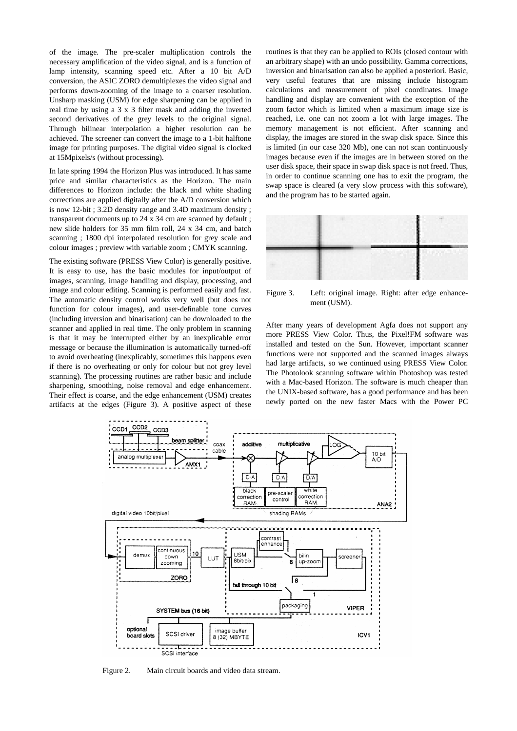of the image. The pre-scaler multiplication controls the necessary amplification of the video signal, and is a function of lamp intensity, scanning speed etc. After a 10 bit A/D conversion, the ASIC ZORO demultiplexes the video signal and performs down-zooming of the image to a coarser resolution. Unsharp masking (USM) for edge sharpening can be applied in real time by using a 3 x 3 filter mask and adding the inverted second derivatives of the grey levels to the original signal. Through bilinear interpolation a higher resolution can be achieved. The screener can convert the image to a 1-bit halftone image for printing purposes. The digital video signal is clocked at 15Mpixels/s (without processing).

In late spring 1994 the Horizon Plus was introduced. It has same price and similar characteristics as the Horizon. The main differences to Horizon include: the black and white shading corrections are applied digitally after the A/D conversion which is now 12-bit ; 3.2D density range and 3.4D maximum density ; transparent documents up to 24 x 34 cm are scanned by default ; new slide holders for 35 mm film roll, 24 x 34 cm, and batch scanning ; 1800 dpi interpolated resolution for grey scale and colour images ; preview with variable zoom ; CMYK scanning.

The existing software (PRESS View Color) is generally positive. It is easy to use, has the basic modules for input/output of images, scanning, image handling and display, processing, and image and colour editing. Scanning is performed easily and fast. The automatic density control works very well (but does not function for colour images), and user-definable tone curves (including inversion and binarisation) can be downloaded to the scanner and applied in real time. The only problem in scanning is that it may be interrupted either by an inexplicable error message or because the illumination is automatically turned-off to avoid overheating (inexplicably, sometimes this happens even if there is no overheating or only for colour but not grey level scanning). The processing routines are rather basic and include sharpening, smoothing, noise removal and edge enhancement. Their effect is coarse, and the edge enhancement (USM) creates artifacts at the edges (Figure 3). A positive aspect of these routines is that they can be applied to ROIs (closed contour with an arbitrary shape) with an undo possibility. Gamma corrections, inversion and binarisation can also be applied a posteriori. Basic, very useful features that are missing include histogram calculations and measurement of pixel coordinates. Image handling and display are convenient with the exception of the zoom factor which is limited when a maximum image size is reached, i.e. one can not zoom a lot with large images. The memory management is not efficient. After scanning and display, the images are stored in the swap disk space. Since this is limited (in our case 320 Mb), one can not scan continuously images because even if the images are in between stored on the user disk space, their space in swap disk space is not freed. Thus, in order to continue scanning one has to exit the program, the swap space is cleared (a very slow process with this software), and the program has to be started again.

Figure 3. Left: original image. Right: after edge enhancement (USM).

After many years of development Agfa does not support any more PRESS View Color. Thus, the Pixel!FM software was installed and tested on the Sun. However, important scanner functions were not supported and the scanned images always had large artifacts, so we continued using PRESS View Color. The Photolook scanning software within Photoshop was tested with a Mac-based Horizon. The software is much cheaper than the UNIX-based software, has a good performance and has been newly ported on the new faster Macs with the Power PC

Figure 2. Main circuit boards and video data stream.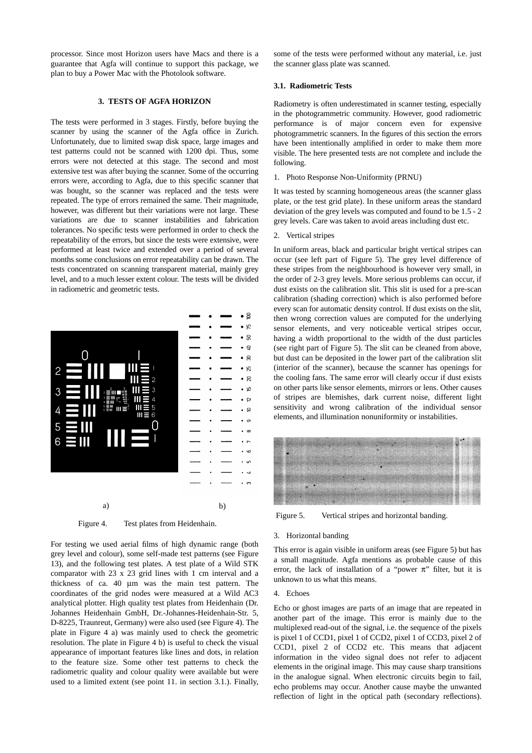processor. Since most Horizon users have Macs and there is a guarantee that Agfa will continue to support this package, we plan to buy a Power Mac with the Photolook software.

## 3. TESTS OF AGFA HORIZON

The tests were performed in 3 stages. Firstly, before buying the scanner by using the scanner of the Agfa office in Zurich. Unfortunately, due to limited swap disk space, large images and test patterns could not be scanned with 1200 dpi. Thus, some errors were not detected at this stage. The second and most extensive test was after buying the scanner. Some of the occurring errors were, according to Agfa, due to this specific scanner that was bought, so the scanner was replaced and the tests were repeated. The type of errors remained the same. Their magnitude, however, was different but their variations were not large. These variations are due to scanner instabilities and fabrication tolerances. No specific tests were performed in order to check the repeatability of the errors, but since the tests were extensive, were performed at least twice and extended over a period of several months some conclusions on error repeatability can be drawn. The tests concentrated on scanning transparent material, mainly grey level, and to a much lesser extent colour. The tests will be divided in radiometric and geometric tests.

a) b)

Figure 4. Test plates from Heidenhain.

For testing we used aerial films of high dynamic range (both grey level and colour), some self-made test patterns (see Figure 13), and the following test plates. A test plate of a Wild STK comparator with 23 x 23 grid lines with 1 cm interval and a thickness of ca. 40 µm was the main test pattern. The coordinates of the grid nodes were measured at a Wild AC3 analytical plotter. High quality test plates from Heidenhain (Dr. Johannes Heidenhain GmbH, Dr.-Johannes-Heidenhain-Str. 5, D-8225, Traunreut, Germany) were also used (see Figure 4). The plate in Figure 4 a) was mainly used to check the geometric resolution. The plate in Figure 4 b) is useful to check the visual appearance of important features like lines and dots, in relation to the feature size. Some other test patterns to check the radiometric quality and colour quality were available but were used to a limited extent (see point 11. in section 3.1.). Finally, some of the tests were performed without any material, i.e. just the scanner glass plate was scanned.

### 3.1. Radiometric Tests

Radiometry is often underestimated in scanner testing, especially in the photogrammetric community. However, good radiometric performance is of major concern even for expensive photogrammetric scanners. In the figures of this section the errors have been intentionally amplified in order to make them more visible. The here presented tests are not complete and include the following.

1. Photo Response Non-Uniformity (PRNU)

It was tested by scanning homogeneous areas (the scanner glass plate, or the test grid plate). In these uniform areas the standard deviation of the grey levels was computed and found to be 1.5 - 2 grey levels. Care was taken to avoid areas including dust etc.

2. Vertical stripes

In uniform areas, black and particular bright vertical stripes can occur (see left part of Figure 5). The grey level difference of these stripes from the neighbourhood is however very small, in the order of 2-3 grey levels. More serious problems can occur, if dust exists on the calibration slit. This slit is used for a pre-scan calibration (shading correction) which is also performed before every scan for automatic density control. If dust exists on the slit, then wrong correction values are computed for the underlying sensor elements, and very noticeable vertical stripes occur, having a width proportional to the width of the dust particles (see right part of Figure 5). The slit can be cleaned from above, but dust can be deposited in the lower part of the calibration slit (interior of the scanner), because the scanner has openings for the cooling fans. The same error will clearly occur if dust exists on other parts like sensor elements, mirrors or lens. Other causes of stripes are blemishes, dark current noise, different light sensitivity and wrong calibration of the individual sensor elements, and illumination nonuniformity or instabilities.

Figure 5. Vertical stripes and horizontal banding.

3. Horizontal banding

This error is again visible in uniform areas (see Figure 5) but has a small magnitude. Agfa mentions as probable cause of this error, the lack of installation of a "power $\pi$" filter, but it is unknown to us what this means.

4. Echoes

Echo or ghost images are parts of an image that are repeated in another part of the image. This error is mainly due to the multiplexed read-out of the signal, i.e. the sequence of the pixels is pixel 1 of CCD1, pixel 1 of CCD2, pixel 1 of CCD3, pixel 2 of CCD1, pixel 2 of CCD2 etc. This means that adjacent information in the video signal does not refer to adjacent elements in the original image. This may cause sharp transitions in the analogue signal. When electronic circuits begin to fail, echo problems may occur. Another cause maybe the unwanted reflection of light in the optical path (secondary reflections).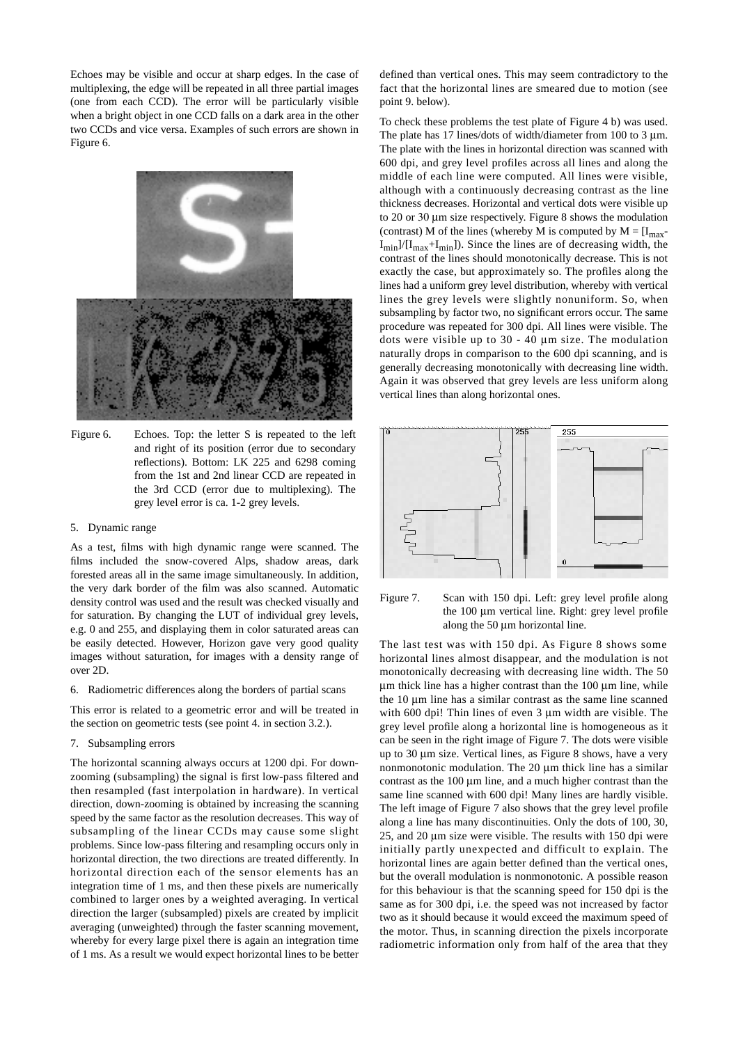Echoes may be visible and occur at sharp edges. In the case of multiplexing, the edge will be repeated in all three partial images (one from each CCD). The error will be particularly visible when a bright object in one CCD falls on a dark area in the other two CCDs and vice versa. Examples of such errors are shown in Figure 6.

Figure 6. Echoes. Top: the letter S is repeated to the left and right of its position (error due to secondary reflections). Bottom: LK 225 and 6298 coming from the 1st and 2nd linear CCD are repeated in the 3rd CCD (error due to multiplexing). The grey level error is ca. 1-2 grey levels.

5. Dynamic range

As a test, films with high dynamic range were scanned. The films included the snow-covered Alps, shadow areas, dark forested areas all in the same image simultaneously. In addition, the very dark border of the film was also scanned. Automatic density control was used and the result was checked visually and for saturation. By changing the LUT of individual grey levels, e.g. 0 and 255, and displaying them in color saturated areas can be easily detected. However, Horizon gave very good quality images without saturation, for images with a density range of over 2D.

6. Radiometric differences along the borders of partial scans

This error is related to a geometric error and will be treated in the section on geometric tests (see point 4. in section 3.2.).

7. Subsampling errors

The horizontal scanning always occurs at 1200 dpi. For down-zooming (subsampling) the signal is first low-pass filtered and then resampled (fast interpolation in hardware). In vertical direction, down-zooming is obtained by increasing the scanning speed by the same factor as the resolution decreases. This way of subsampling of the linear CCDs may cause some slight problems. Since low-pass filtering and resampling occurs only in horizontal direction, the two directions are treated differently. In horizontal direction each of the sensor elements has an integration time of 1 ms, and then these pixels are numerically combined to larger ones by a weighted averaging. In vertical direction the larger (subsampled) pixels are created by implicit averaging (unweighted) through the faster scanning movement, whereby for every large pixel there is again an integration time of 1 ms. As a result we would expect horizontal lines to be better defined than vertical ones. This may seem contradictory to the fact that the horizontal lines are smeared due to motion (see point 9. below).

To check these problems the test plate of Figure 4 b) was used. The plate has 17 lines/dots of width/diameter from 100 to 3 µm. The plate with the lines in horizontal direction was scanned with 600 dpi, and grey level profiles across all lines and along the middle of each line were computed. All lines were visible, although with a continuously decreasing contrast as the line thickness decreases. Horizontal and vertical dots were visible up to 20 or 30 µm size respectively. Figure 8 shows the modulation (contrast) M of the lines (whereby M is computed by $M = [I_{max}-I_{min}]/[I_{max}+I_{min}]$). Since the lines are of decreasing width, the contrast of the lines should monotonically decrease. This is not exactly the case, but approximately so. The profiles along the lines had a uniform grey level distribution, whereby with vertical lines the grey levels were slightly nonuniform. So, when subsampling by factor two, no significant errors occur. The same procedure was repeated for 300 dpi. All lines were visible. The dots were visible up to 30 - 40 µm size. The modulation naturally drops in comparison to the 600 dpi scanning, and is generally decreasing monotonically with decreasing line width. Again it was observed that grey levels are less uniform along vertical lines than along horizontal ones.

Figure 7. Scan with 150 dpi. Left: grey level profile along the 100 µm vertical line. Right: grey level profile along the 50 µm horizontal line.

The last test was with 150 dpi. As Figure 8 shows some horizontal lines almost disappear, and the modulation is not monotonically decreasing with decreasing line width. The 50 µm thick line has a higher contrast than the 100 µm line, while the 10 µm line has a similar contrast as the same line scanned with 600 dpi! Thin lines of even 3 µm width are visible. The grey level profile along a horizontal line is homogeneous as it can be seen in the right image of Figure 7. The dots were visible up to 30 µm size. Vertical lines, as Figure 8 shows, have a very nonmonotonic modulation. The 20 µm thick line has a similar contrast as the 100 µm line, and a much higher contrast than the same line scanned with 600 dpi! Many lines are hardly visible. The left image of Figure 7 also shows that the grey level profile along a line has many discontinuities. Only the dots of 100, 30, 25, and 20 µm size were visible. The results with 150 dpi were initially partly unexpected and difficult to explain. The horizontal lines are again better defined than the vertical ones, but the overall modulation is nonmonotonic. A possible reason for this behaviour is that the scanning speed for 150 dpi is the same as for 300 dpi, i.e. the speed was not increased by factor two as it should because it would exceed the maximum speed of the motor. Thus, in scanning direction the pixels incorporate radiometric information only from half of the area that they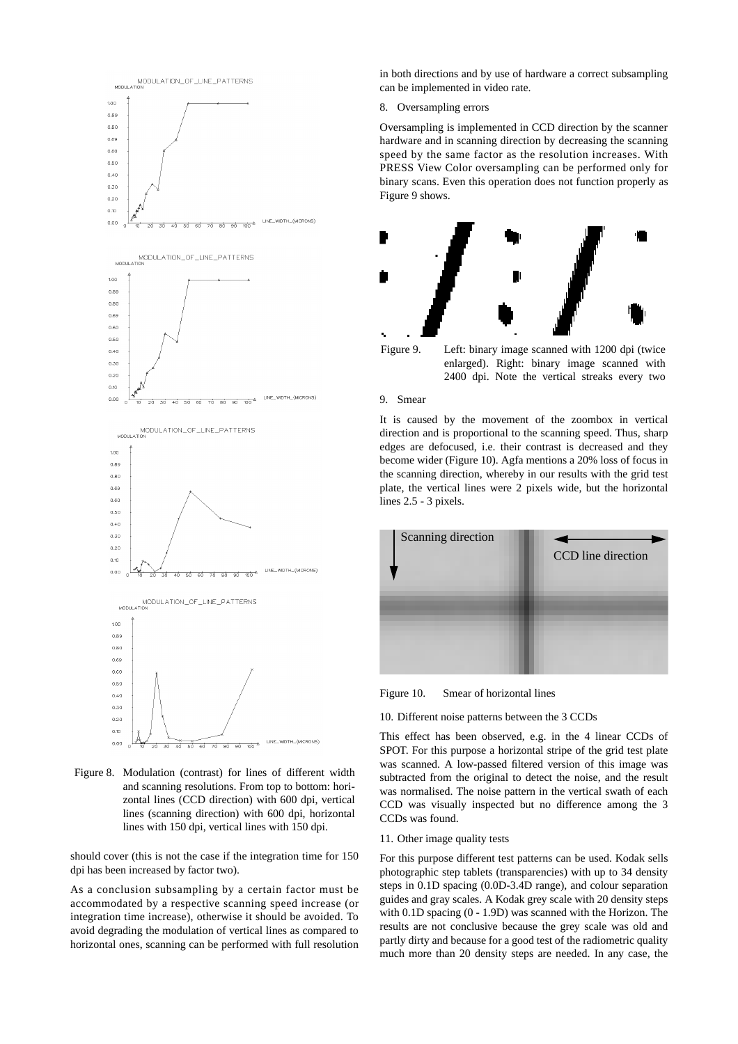Figure 8. Modulation (contrast) for lines of different width and scanning resolutions. From top to bottom: horizontal lines (CCD direction) with 600 dpi, vertical lines (scanning direction) with 600 dpi, horizontal lines with 150 dpi, vertical lines with 150 dpi.

should cover (this is not the case if the integration time for 150 dpi has been increased by factor two).

As a conclusion subsampling by a certain factor must be accommodated by a respective scanning speed increase (or integration time increase), otherwise it should be avoided. To avoid degrading the modulation of vertical lines as compared to horizontal ones, scanning can be performed with full resolution in both directions and by use of hardware a correct subsampling can be implemented in video rate.

## 8. Oversampling errors

Oversampling is implemented in CCD direction by the scanner hardware and in scanning direction by decreasing the scanning speed by the same factor as the resolution increases. With PRESS View Color oversampling can be performed only for binary scans. Even this operation does not function properly as Figure 9 shows.

Figure 9. Left: binary image scanned with 1200 dpi (twice enlarged). Right: binary image scanned with 2400 dpi. Note the vertical streaks every two

## 9. Smear

It is caused by the movement of the zoombox in vertical direction and is proportional to the scanning speed. Thus, sharp edges are defocused, i.e. their contrast is decreased and they become wider (Figure 10). Agfa mentions a 20% loss of focus in the scanning direction, whereby in our results with the grid test plate, the vertical lines were 2 pixels wide, but the horizontal lines 2.5 - 3 pixels.

Figure 10. Smear of horizontal lines

## 10. Different noise patterns between the 3 CCDs

This effect has been observed, e.g. in the 4 linear CCDs of SPOT. For this purpose a horizontal stripe of the grid test plate was scanned. A low-passed filtered version of this image was subtracted from the original to detect the noise, and the result was normalised. The noise pattern in the vertical swath of each CCD was visually inspected but no difference among the 3 CCDs was found.

## 11. Other image quality tests

For this purpose different test patterns can be used. Kodak sells photographic step tablets (transparencies) with up to 34 density steps in 0.1D spacing (0.0D-3.4D range), and colour separation guides and gray scales. A Kodak grey scale with 20 density steps with 0.1D spacing (0 - 1.9D) was scanned with the Horizon. The results are not conclusive because the grey scale was old and partly dirty and because for a good test of the radiometric quality much more than 20 density steps are needed. In any case, the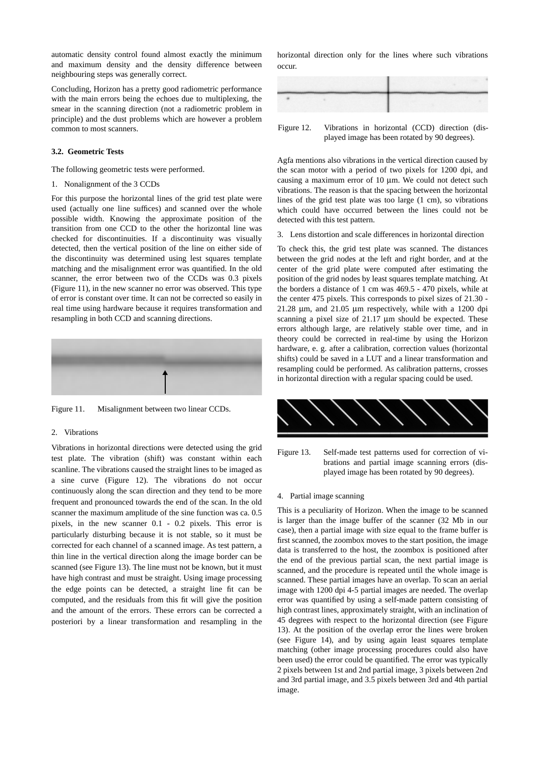automatic density control found almost exactly the minimum and maximum density and the density difference between neighbouring steps was generally correct.

Concluding, Horizon has a pretty good radiometric performance with the main errors being the echoes due to multiplexing, the smear in the scanning direction (not a radiometric problem in principle) and the dust problems which are however a problem common to most scanners.

### 3.2. Geometric Tests

The following geometric tests were performed.

1. Nonalignment of the 3 CCDs

For this purpose the horizontal lines of the grid test plate were used (actually one line suffices) and scanned over the whole possible width. Knowing the approximate position of the transition from one CCD to the other the horizontal line was checked for discontinuities. If a discontinuity was visually detected, then the vertical position of the line on either side of the discontinuity was determined using lest squares template matching and the misalignment error was quantified. In the old scanner, the error between two of the CCDs was 0.3 pixels (Figure 11), in the new scanner no error was observed. This type of error is constant over time. It can not be corrected so easily in real time using hardware because it requires transformation and resampling in both CCD and scanning directions.

Figure 11. Misalignment between two linear CCDs.

2. Vibrations

Vibrations in horizontal directions were detected using the grid test plate. The vibration (shift) was constant within each scanline. The vibrations caused the straight lines to be imaged as a sine curve (Figure 12). The vibrations do not occur continuously along the scan direction and they tend to be more frequent and pronounced towards the end of the scan. In the old scanner the maximum amplitude of the sine function was ca. 0.5 pixels, in the new scanner 0.1 - 0.2 pixels. This error is particularly disturbing because it is not stable, so it must be corrected for each channel of a scanned image. As test pattern, a thin line in the vertical direction along the image border can be scanned (see Figure 13). The line must not be known, but it must have high contrast and must be straight. Using image processing the edge points can be detected, a straight line fit can be computed, and the residuals from this fit will give the position and the amount of the errors. These errors can be corrected a posteriori by a linear transformation and resampling in the horizontal direction only for the lines where such vibrations occur.

Figure 12. Vibrations in horizontal (CCD) direction (displayed image has been rotated by 90 degrees).

Agfa mentions also vibrations in the vertical direction caused by the scan motor with a period of two pixels for 1200 dpi, and causing a maximum error of 10 µm. We could not detect such vibrations. The reason is that the spacing between the horizontal lines of the grid test plate was too large (1 cm), so vibrations which could have occurred between the lines could not be detected with this test pattern.

3. Lens distortion and scale differences in horizontal direction

To check this, the grid test plate was scanned. The distances between the grid nodes at the left and right border, and at the center of the grid plate were computed after estimating the position of the grid nodes by least squares template matching. At the borders a distance of 1 cm was 469.5 - 470 pixels, while at the center 475 pixels. This corresponds to pixel sizes of 21.30 - 21.28 µm, and 21.05 µm respectively, while with a 1200 dpi scanning a pixel size of 21.17 µm should be expected. These errors although large, are relatively stable over time, and in theory could be corrected in real-time by using the Horizon hardware, e. g. after a calibration, correction values (horizontal shifts) could be saved in a LUT and a linear transformation and resampling could be performed. As calibration patterns, crosses in horizontal direction with a regular spacing could be used.

Figure 13. Self-made test patterns used for correction of vibrations and partial image scanning errors (displayed image has been rotated by 90 degrees).

4. Partial image scanning

This is a peculiarity of Horizon. When the image to be scanned is larger than the image buffer of the scanner (32 Mb in our case), then a partial image with size equal to the frame buffer is first scanned, the zoombox moves to the start position, the image data is transferred to the host, the zoombox is positioned after the end of the previous partial scan, the next partial image is scanned, and the procedure is repeated until the whole image is scanned. These partial images have an overlap. To scan an aerial image with 1200 dpi 4-5 partial images are needed. The overlap error was quantified by using a self-made pattern consisting of high contrast lines, approximately straight, with an inclination of 45 degrees with respect to the horizontal direction (see Figure 13). At the position of the overlap error the lines were broken (see Figure 14), and by using again least squares template matching (other image processing procedures could also have been used) the error could be quantified. The error was typically 2 pixels between 1st and 2nd partial image, 3 pixels between 2nd and 3rd partial image, and 3.5 pixels between 3rd and 4th partial image.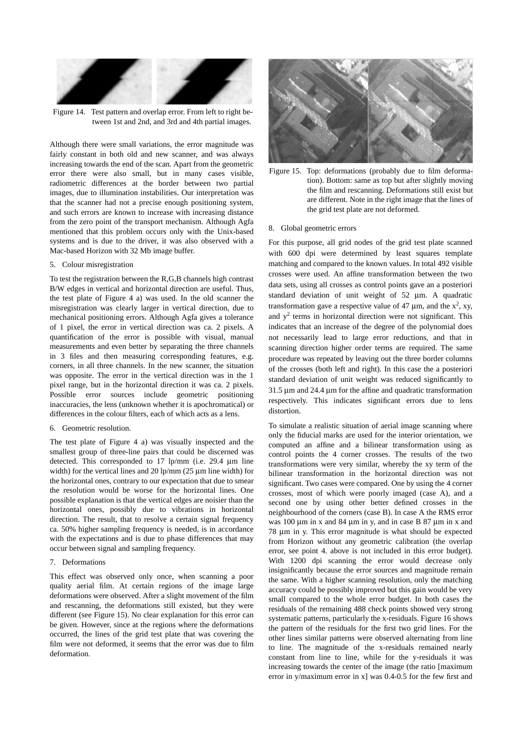Figure 14. Test pattern and overlap error. From left to right between 1st and 2nd, and 3rd and 4th partial images.

Although there were small variations, the error magnitude was fairly constant in both old and new scanner, and was always increasing towards the end of the scan. Apart from the geometric error there were also small, but in many cases visible, radiometric differences at the border between two partial images, due to illumination instabilities. Our interpretation was that the scanner had not a precise enough positioning system, and such errors are known to increase with increasing distance from the zero point of the transport mechanism. Although Agfa mentioned that this problem occurs only with the Unix-based systems and is due to the driver, it was also observed with a Mac-based Horizon with 32 Mb image buffer.

5. Colour misregistration

To test the registration between the R,G,B channels high contrast B/W edges in vertical and horizontal direction are useful. Thus, the test plate of Figure 4 a) was used. In the old scanner the misregistration was clearly larger in vertical direction, due to mechanical positioning errors. Although Agfa gives a tolerance of 1 pixel, the error in vertical direction was ca. 2 pixels. A quantification of the error is possible with visual, manual measurements and even better by separating the three channels in 3 files and then measuring corresponding features, e.g. corners, in all three channels. In the new scanner, the situation was opposite. The error in the vertical direction was in the 1 pixel range, but in the horizontal direction it was ca. 2 pixels. Possible error sources include geometric positioning inaccuracies, the lens (unknown whether it is apochromatical) or differences in the colour filters, each of which acts as a lens.

6. Geometric resolution.

The test plate of Figure 4 a) was visually inspected and the smallest group of three-line pairs that could be discerned was detected. This corresponded to 17 lp/mm (i.e. 29.4 µm line width) for the vertical lines and 20 lp/mm (25 µm line width) for the horizontal ones, contrary to our expectation that due to smear the resolution would be worse for the horizontal lines. One possible explanation is that the vertical edges are noisier than the horizontal ones, possibly due to vibrations in horizontal direction. The result, that to resolve a certain signal frequency ca. 50% higher sampling frequency is needed, is in accordance with the expectations and is due to phase differences that may occur between signal and sampling frequency.

7. Deformations

This effect was observed only once, when scanning a poor quality aerial film. At certain regions of the image large deformations were observed. After a slight movement of the film and rescanning, the deformations still existed, but they were different (see Figure 15). No clear explanation for this error can be given. However, since at the regions where the deformations occurred, the lines of the grid test plate that was covering the film were not deformed, it seems that the error was due to film deformation.

Figure 15. Top: deformations (probably due to film deformation). Bottom: same as top but after slightly moving the film and rescanning. Deformations still exist but are different. Note in the right image that the lines of the grid test plate are not deformed.

8. Global geometric errors

For this purpose, all grid nodes of the grid test plate scanned with 600 dpi were determined by least squares template matching and compared to the known values. In total 492 visible crosses were used. An affine transformation between the two data sets, using all crosses as control points gave an a posteriori standard deviation of unit weight of 52 µm. A quadratic transformation gave a respective value of 47 µm, and the $x^2$, xy, and $y^2$ terms in horizontal direction were not significant. This indicates that an increase of the degree of the polynomial does not necessarily lead to large error reductions, and that in scanning direction higher order terms are required. The same procedure was repeated by leaving out the three border columns of the crosses (both left and right). In this case the a posteriori standard deviation of unit weight was reduced significantly to 31.5 µm and 24.4 µm for the affine and quadratic transformation respectively. This indicates significant errors due to lens distortion.

To simulate a realistic situation of aerial image scanning where only the fiducial marks are used for the interior orientation, we computed an affine and a bilinear transformation using as control points the 4 corner crosses. The results of the two transformations were very similar, whereby the xy term of the bilinear transformation in the horizontal direction was not significant. Two cases were compared. One by using the 4 corner crosses, most of which were poorly imaged (case A), and a second one by using other better defined crosses in the neighbourhood of the corners (case B). In case A the RMS error was 100 µm in x and 84 µm in y, and in case B 87 µm in x and 78 µm in y. This error magnitude is what should be expected from Horizon without any geometric calibration (the overlap error, see point 4. above is not included in this error budget). With 1200 dpi scanning the error would decrease only insignificantly because the error sources and magnitude remain the same. With a higher scanning resolution, only the matching accuracy could be possibly improved but this gain would be very small compared to the whole error budget. In both cases the residuals of the remaining 488 check points showed very strong systematic patterns, particularly the x-residuals. Figure 16 shows the pattern of the residuals for the first two grid lines. For the other lines similar patterns were observed alternating from line to line. The magnitude of the x-residuals remained nearly constant from line to line, while for the y-residuals it was increasing towards the center of the image (the ratio [maximum error in y/maximum error in x] was 0.4-0.5 for the few first and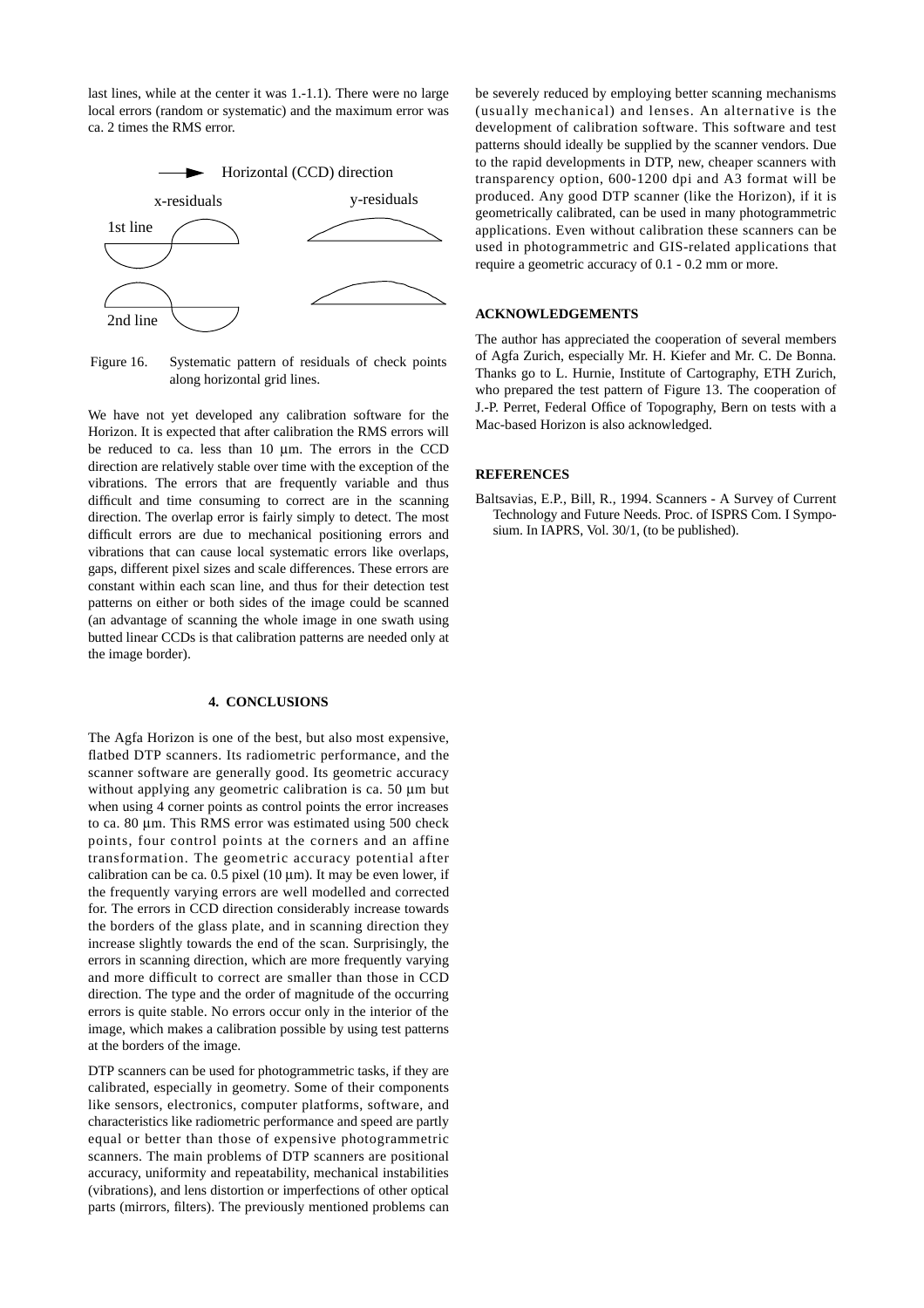last lines, while at the center it was 1.-1.1). There were no large local errors (random or systematic) and the maximum error was ca. 2 times the RMS error.

Horizontal (CCD) direction

x-residuals

y-residuals

1st line

2nd line

Figure 16. Systematic pattern of residuals of check points along horizontal grid lines.

We have not yet developed any calibration software for the Horizon. It is expected that after calibration the RMS errors will be reduced to ca. less than 10 µm. The errors in the CCD direction are relatively stable over time with the exception of the vibrations. The errors that are frequently variable and thus difficult and time consuming to correct are in the scanning direction. The overlap error is fairly simply to detect. The most difficult errors are due to mechanical positioning errors and vibrations that can cause local systematic errors like overlaps, gaps, different pixel sizes and scale differences. These errors are constant within each scan line, and thus for their detection test patterns on either or both sides of the image could be scanned (an advantage of scanning the whole image in one swath using butted linear CCDs is that calibration patterns are needed only at the image border).

## 4. CONCLUSIONS

The Agfa Horizon is one of the best, but also most expensive, flatbed DTP scanners. Its radiometric performance, and the scanner software are generally good. Its geometric accuracy without applying any geometric calibration is ca. 50 µm but when using 4 corner points as control points the error increases to ca. 80 µm. This RMS error was estimated using 500 check points, four control points at the corners and an affine transformation. The geometric accuracy potential after calibration can be ca. 0.5 pixel (10 µm). It may be even lower, if the frequently varying errors are well modelled and corrected for. The errors in CCD direction considerably increase towards the borders of the glass plate, and in scanning direction they increase slightly towards the end of the scan. Surprisingly, the errors in scanning direction, which are more frequently varying and more difficult to correct are smaller than those in CCD direction. The type and the order of magnitude of the occurring errors is quite stable. No errors occur only in the interior of the image, which makes a calibration possible by using test patterns at the borders of the image.

DTP scanners can be used for photogrammetric tasks, if they are calibrated, especially in geometry. Some of their components like sensors, electronics, computer platforms, software, and characteristics like radiometric performance and speed are partly equal or better than those of expensive photogrammetric scanners. The main problems of DTP scanners are positional accuracy, uniformity and repeatability, mechanical instabilities (vibrations), and lens distortion or imperfections of other optical parts (mirrors, filters). The previously mentioned problems can be severely reduced by employing better scanning mechanisms (usually mechanical) and lenses. An alternative is the development of calibration software. This software and test patterns should ideally be supplied by the scanner vendors. Due to the rapid developments in DTP, new, cheaper scanners with transparency option, 600-1200 dpi and A3 format will be produced. Any good DTP scanner (like the Horizon), if it is geometrically calibrated, can be used in many photogrammetric applications. Even without calibration these scanners can be used in photogrammetric and GIS-related applications that require a geometric accuracy of 0.1 - 0.2 mm or more.

## ACKNOWLEDGEMENTS

The author has appreciated the cooperation of several members of Agfa Zurich, especially Mr. H. Kiefer and Mr. C. De Bonna. Thanks go to L. Hurnie, Institute of Cartography, ETH Zurich, who prepared the test pattern of Figure 13. The cooperation of J.-P. Perret, Federal Office of Topography, Bern on tests with a Mac-based Horizon is also acknowledged.

## REFERENCES

Baltsavias, E.P., Bill, R., 1994. Scanners - A Survey of Current Technology and Future Needs. Proc. of ISPRS Com. I Symposium. In IAPRS, Vol. 30/1, (to be published).